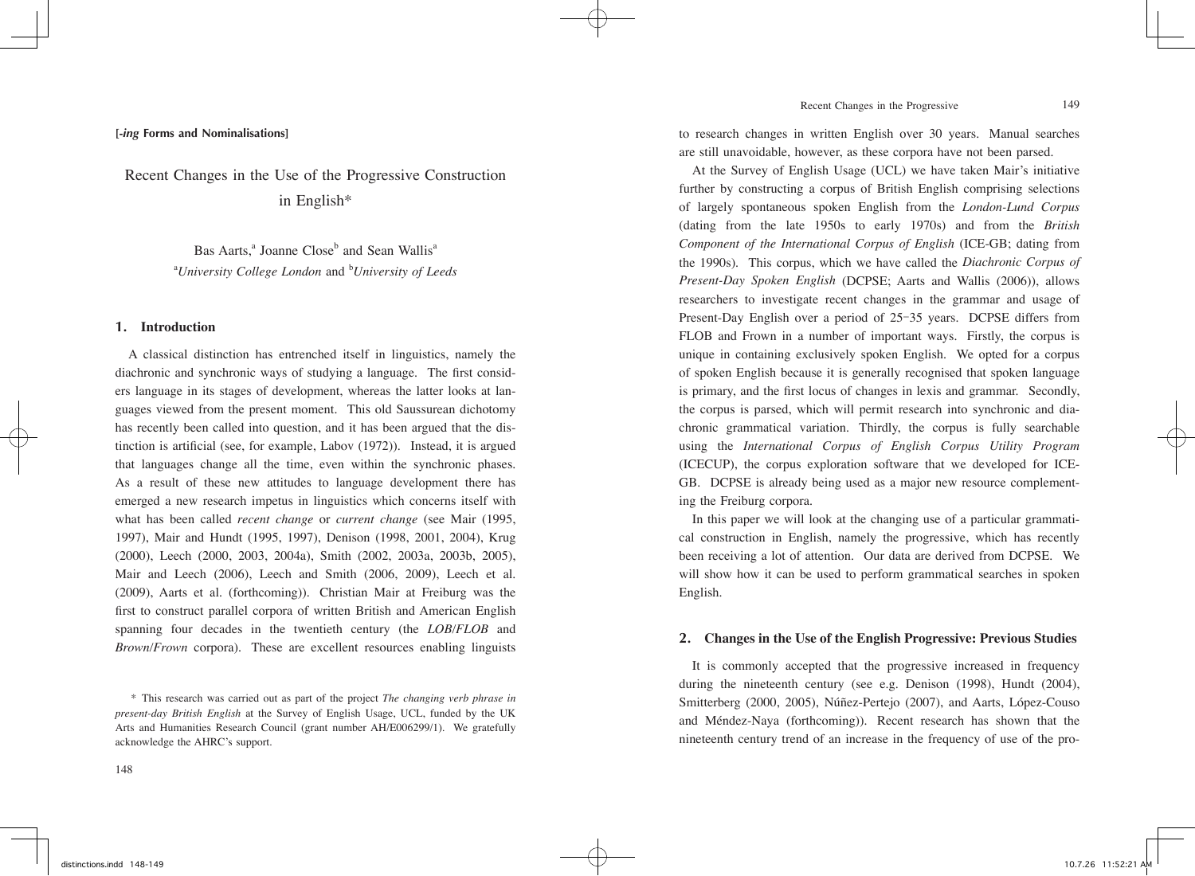**[-*ing* Forms and Nominalisations]**

# Recent Changes in the Use of the Progressive Construction in English*

Bas Aarts,[a] Joanne Close[b] and Sean Wallis[a]

[a]*University College London* and [b]*University of Leeds*

## 1. Introduction

A classical distinction has entrenched itself in linguistics, namely the diachronic and synchronic ways of studying a language. The first considers language in its stages of development, whereas the latter looks at languages viewed from the present moment. This old Saussurean dichotomy has recently been called into question, and it has been argued that the distinction is artificial (see, for example, Labov (1972)). Instead, it is argued that languages change all the time, even within the synchronic phases. As a result of these new attitudes to language development there has emerged a new research impetus in linguistics which concerns itself with what has been called *recent change* or *current change* (see Mair (1995, 1997), Mair and Hundt (1995, 1997), Denison (1998, 2001, 2004), Krug (2000), Leech (2000, 2003, 2004a), Smith (2002, 2003a, 2003b, 2005), Mair and Leech (2006), Leech and Smith (2006, 2009), Leech et al. (2009), Aarts et al. (forthcoming)). Christian Mair at Freiburg was the first to construct parallel corpora of written British and American English spanning four decades in the twentieth century (the *LOB*/*FLOB* and *Brown*/*Frown* corpora). These are excellent resources enabling linguists to research changes in written English over 30 years. Manual searches are still unavoidable, however, as these corpora have not been parsed.

At the Survey of English Usage (UCL) we have taken Mair's initiative further by constructing a corpus of British English comprising selections of largely spontaneous spoken English from the *London-Lund Corpus* (dating from the late 1950s to early 1970s) and from the *British Component of the International Corpus of English* (ICE-GB; dating from the 1990s). This corpus, which we have called the *Diachronic Corpus of Present-Day Spoken English* (DCPSE; Aarts and Wallis (2006)), allows researchers to investigate recent changes in the grammar and usage of Present-Day English over a period of 25–35 years. DCPSE differs from FLOB and Frown in a number of important ways. Firstly, the corpus is unique in containing exclusively spoken English. We opted for a corpus of spoken English because it is generally recognised that spoken language is primary, and the first locus of changes in lexis and grammar. Secondly, the corpus is parsed, which will permit research into synchronic and diachronic grammatical variation. Thirdly, the corpus is fully searchable using the *International Corpus of English Corpus Utility Program* (ICECUP), the corpus exploration software that we developed for ICE-GB. DCPSE is already being used as a major new resource complementing the Freiburg corpora.

In this paper we will look at the changing use of a particular grammatical construction in English, namely the progressive, which has recently been receiving a lot of attention. Our data are derived from DCPSE. We will show how it can be used to perform grammatical searches in spoken English.

## 2. Changes in the Use of the English Progressive: Previous Studies

It is commonly accepted that the progressive increased in frequency during the nineteenth century (see e.g. Denison (1998), Hundt (2004), Smitterberg (2000, 2005), Núñez-Pertejo (2007), and Aarts, López-Couso and Méndez-Naya (forthcoming)). Recent research has shown that the nineteenth century trend of an increase in the frequency of use of the pro-

\* This research was carried out as part of the project *The changing verb phrase in present-day British English* at the Survey of English Usage, UCL, funded by the UK Arts and Humanities Research Council (grant number AH/E006299/1). We gratefully acknowledge the AHRC's support.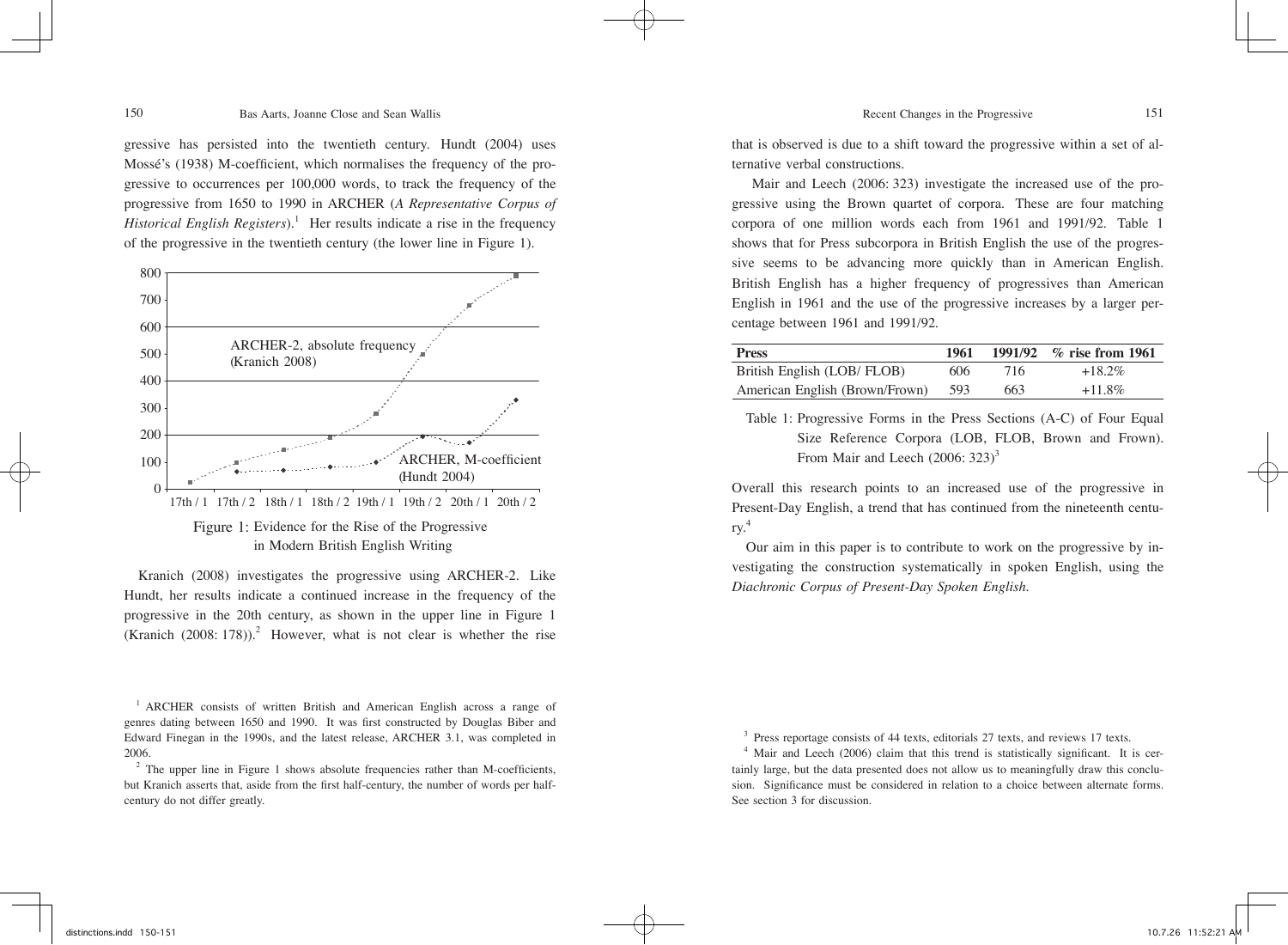gressive has persisted into the twentieth century. Hundt (2004) uses Mossé's (1938) M-coefficient, which normalises the frequency of the progressive to occurrences per 100,000 words, to track the frequency of the progressive from 1650 to 1990 in ARCHER (*A Representative Corpus of Historical English Registers*).[1] Her results indicate a rise in the frequency of the progressive in the twentieth century (the lower line in Figure 1).

800
700
600
500
400
300
200
100
0

ARCHER-2, absolute frequency (Kranich 2008)

ARCHER, M-coefficient (Hundt 2004)

17th / 1 17th / 2 18th / 1 18th / 2 19th / 1 19th / 2 20th / 1 20th / 2

Figure 1: Evidence for the Rise of the Progressive in Modern British English Writing

Kranich (2008) investigates the progressive using ARCHER-2. Like Hundt, her results indicate a continued increase in the frequency of the progressive in the 20th century, as shown in the upper line in Figure 1 (Kranich (2008: 178)).[2] However, what is not clear is whether the rise that is observed is due to a shift toward the progressive within a set of alternative verbal constructions.

Mair and Leech (2006: 323) investigate the increased use of the progressive using the Brown quartet of corpora. These are four matching corpora of one million words each from 1961 and 1991/92. Table 1 shows that for Press subcorpora in British English the use of the progressive seems to be advancing more quickly than in American English. British English has a higher frequency of progressives than American English in 1961 and the use of the progressive increases by a larger percentage between 1961 and 1991/92.

| **Press** | **1961** | **1991/92** | **% rise from 1961** |
|---|---|---|---|
| British English (LOB/ FLOB) | 606 | 716 | +18.2% |
| American English (Brown/Frown) | 593 | 663 | +11.8% |

Table 1: Progressive Forms in the Press Sections (A-C) of Four Equal Size Reference Corpora (LOB, FLOB, Brown and Frown). From Mair and Leech (2006: 323)[3]

Overall this research points to an increased use of the progressive in Present-Day English, a trend that has continued from the nineteenth century.[4]

Our aim in this paper is to contribute to work on the progressive by investigating the construction systematically in spoken English, using the *Diachronic Corpus of Present-Day Spoken English*.

[1] ARCHER consists of written British and American English across a range of genres dating between 1650 and 1990. It was first constructed by Douglas Biber and Edward Finegan in the 1990s, and the latest release, ARCHER 3.1, was completed in 2006.

[2] The upper line in Figure 1 shows absolute frequencies rather than M-coefficients, but Kranich asserts that, aside from the first half-century, the number of words per half-century do not differ greatly.

[3] Press reportage consists of 44 texts, editorials 27 texts, and reviews 17 texts.

[4] Mair and Leech (2006) claim that this trend is statistically significant. It is certainly large, but the data presented does not allow us to meaningfully draw this conclusion. Significance must be considered in relation to a choice between alternate forms. See section 3 for discussion.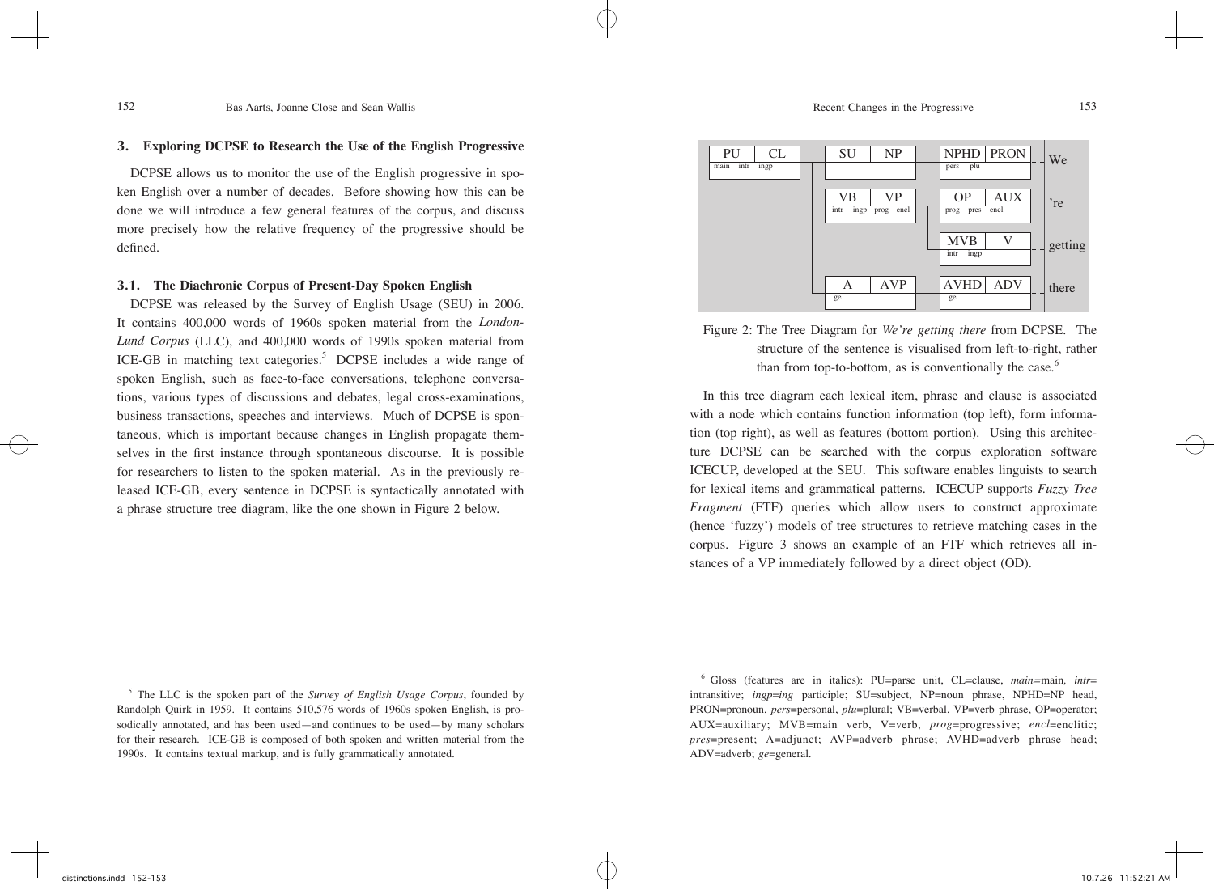## 3. Exploring DCPSE to Research the Use of the English Progressive

DCPSE allows us to monitor the use of the English progressive in spoken English over a number of decades. Before showing how this can be done we will introduce a few general features of the corpus, and discuss more precisely how the relative frequency of the progressive should be defined.

### 3.1. The Diachronic Corpus of Present-Day Spoken English

DCPSE was released by the Survey of English Usage (SEU) in 2006. It contains 400,000 words of 1960s spoken material from the *London-Lund Corpus* (LLC), and 400,000 words of 1990s spoken material from ICE-GB in matching text categories.[5] DCPSE includes a wide range of spoken English, such as face-to-face conversations, telephone conversations, various types of discussions and debates, legal cross-examinations, business transactions, speeches and interviews. Much of DCPSE is spontaneous, which is important because changes in English propagate themselves in the first instance through spontaneous discourse. It is possible for researchers to listen to the spoken material. As in the previously released ICE-GB, every sentence in DCPSE is syntactically annotated with a phrase structure tree diagram, like the one shown in Figure 2 below.

| PU CL (main intr ingp) | SU NP | NPHD PRON (pers plu) | We |
| --- | --- | --- | --- |
| | VB VP (intr ingp prog encl) | OP AUX (prog pres encl) | 're |
| | | MVB V (intr ingp) | getting |
| | A AVP (ge) | AVHD ADV (ge) | there |

Figure 2: The Tree Diagram for *We're getting there* from DCPSE. The structure of the sentence is visualised from left-to-right, rather than from top-to-bottom, as is conventionally the case.[6]

In this tree diagram each lexical item, phrase and clause is associated with a node which contains function information (top left), form information (top right), as well as features (bottom portion). Using this architecture DCPSE can be searched with the corpus exploration software ICECUP, developed at the SEU. This software enables linguists to search for lexical items and grammatical patterns. ICECUP supports *Fuzzy Tree Fragment* (FTF) queries which allow users to construct approximate (hence 'fuzzy') models of tree structures to retrieve matching cases in the corpus. Figure 3 shows an example of an FTF which retrieves all instances of a VP immediately followed by a direct object (OD).

[5] The LLC is the spoken part of the *Survey of English Usage Corpus*, founded by Randolph Quirk in 1959. It contains 510,576 words of 1960s spoken English, is prosodically annotated, and has been used—and continues to be used—by many scholars for their research. ICE-GB is composed of both spoken and written material from the 1990s. It contains textual markup, and is fully grammatically annotated.

[6] Gloss (features are in italics): PU=parse unit, CL=clause, *main*=main, *intr*=intransitive; *ingp*=*ing* participle; SU=subject, NP=noun phrase, NPHD=NP head, PRON=pronoun, *pers*=personal, *plu*=plural; VB=verbal, VP=verb phrase, OP=operator; AUX=auxiliary; MVB=main verb, V=verb, *prog*=progressive; *encl*=enclitic; *pres*=present; A=adjunct; AVP=adverb phrase; AVHD=adverb phrase head; ADV=adverb; *ge*=general.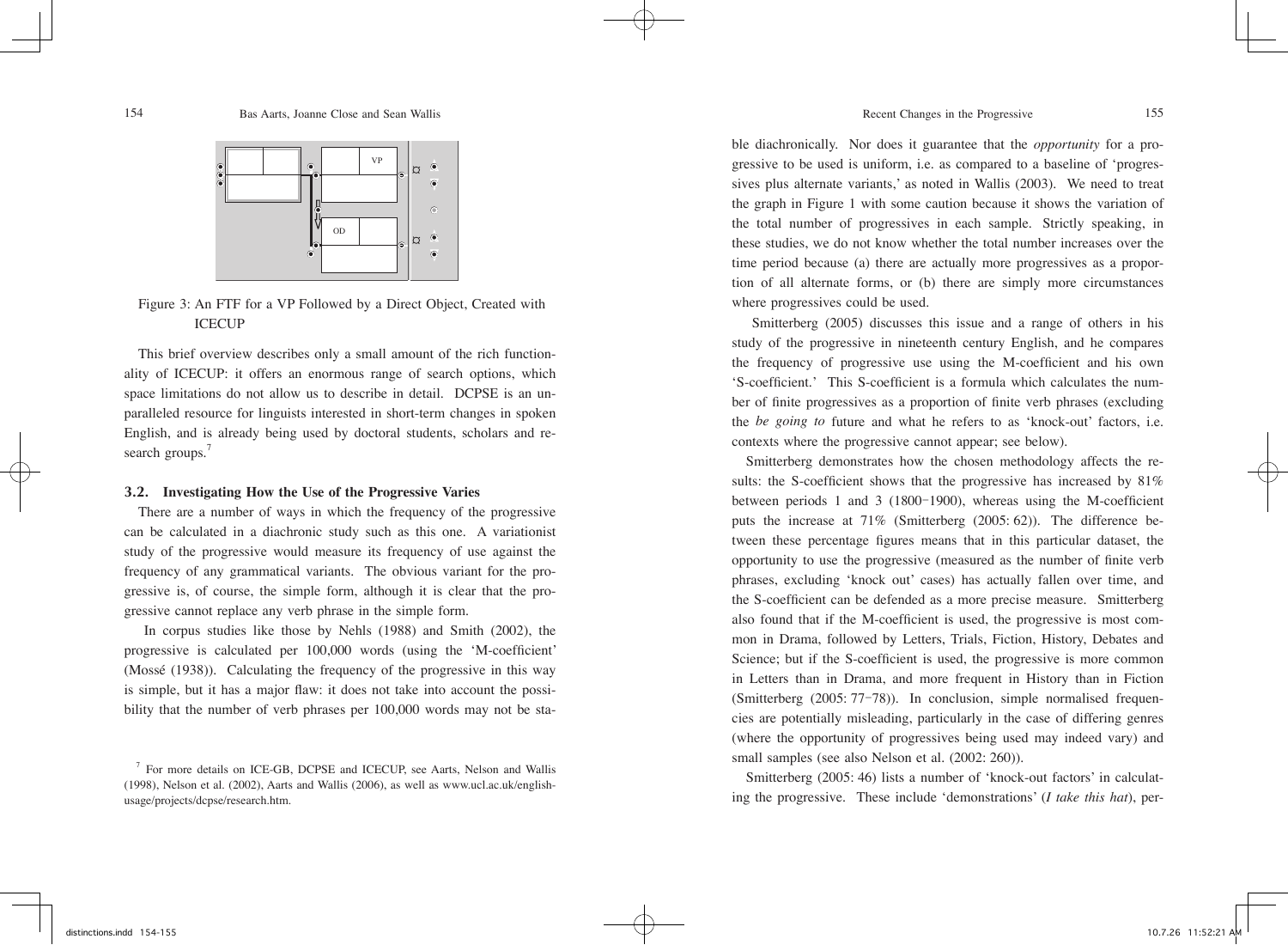VP

OD

Figure 3: An FTF for a VP Followed by a Direct Object, Created with ICECUP

This brief overview describes only a small amount of the rich functionality of ICECUP: it offers an enormous range of search options, which space limitations do not allow us to describe in detail. DCPSE is an unparalleled resource for linguists interested in short-term changes in spoken English, and is already being used by doctoral students, scholars and research groups.[7]

### 3.2. Investigating How the Use of the Progressive Varies

There are a number of ways in which the frequency of the progressive can be calculated in a diachronic study such as this one. A variationist study of the progressive would measure its frequency of use against the frequency of any grammatical variants. The obvious variant for the progressive is, of course, the simple form, although it is clear that the progressive cannot replace any verb phrase in the simple form.

In corpus studies like those by Nehls (1988) and Smith (2002), the progressive is calculated per 100,000 words (using the 'M-coefficient' (Mossé (1938)). Calculating the frequency of the progressive in this way is simple, but it has a major flaw: it does not take into account the possibility that the number of verb phrases per 100,000 words may not be stable diachronically. Nor does it guarantee that the *opportunity* for a progressive to be used is uniform, i.e. as compared to a baseline of 'progressives plus alternate variants,' as noted in Wallis (2003). We need to treat the graph in Figure 1 with some caution because it shows the variation of the total number of progressives in each sample. Strictly speaking, in these studies, we do not know whether the total number increases over the time period because (a) there are actually more progressives as a proportion of all alternate forms, or (b) there are simply more circumstances where progressives could be used.

Smitterberg (2005) discusses this issue and a range of others in his study of the progressive in nineteenth century English, and he compares the frequency of progressive use using the M-coefficient and his own 'S-coefficient.' This S-coefficient is a formula which calculates the number of finite progressives as a proportion of finite verb phrases (excluding the *be going to* future and what he refers to as 'knock-out' factors, i.e. contexts where the progressive cannot appear; see below).

Smitterberg demonstrates how the chosen methodology affects the results: the S-coefficient shows that the progressive has increased by 81% between periods 1 and 3 (1800–1900), whereas using the M-coefficient puts the increase at 71% (Smitterberg (2005: 62)). The difference between these percentage figures means that in this particular dataset, the opportunity to use the progressive (measured as the number of finite verb phrases, excluding 'knock out' cases) has actually fallen over time, and the S-coefficient can be defended as a more precise measure. Smitterberg also found that if the M-coefficient is used, the progressive is most common in Drama, followed by Letters, Trials, Fiction, History, Debates and Science; but if the S-coefficient is used, the progressive is more common in Letters than in Drama, and more frequent in History than in Fiction (Smitterberg (2005: 77–78)). In conclusion, simple normalised frequencies are potentially misleading, particularly in the case of differing genres (where the opportunity of progressives being used may indeed vary) and small samples (see also Nelson et al. (2002: 260)).

Smitterberg (2005: 46) lists a number of 'knock-out factors' in calculating the progressive. These include 'demonstrations' (*I take this hat*), per-

[7] For more details on ICE-GB, DCPSE and ICECUP, see Aarts, Nelson and Wallis (1998), Nelson et al. (2002), Aarts and Wallis (2006), as well as www.ucl.ac.uk/english-usage/projects/dcpse/research.htm.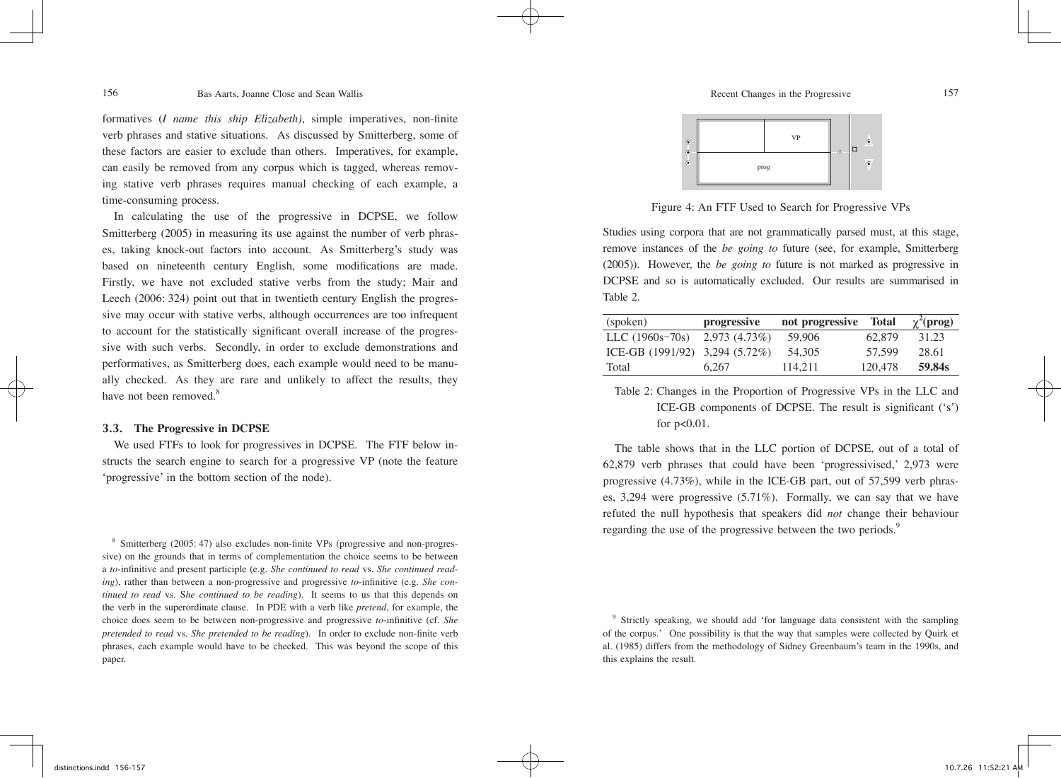formatives (*I name this ship Elizabeth*), simple imperatives, non-finite verb phrases and stative situations. As discussed by Smitterberg, some of these factors are easier to exclude than others. Imperatives, for example, can easily be removed from any corpus which is tagged, whereas removing stative verb phrases requires manual checking of each example, a time-consuming process.

In calculating the use of the progressive in DCPSE, we follow Smitterberg (2005) in measuring its use against the number of verb phrases, taking knock-out factors into account. As Smitterberg's study was based on nineteenth century English, some modifications are made. Firstly, we have not excluded stative verbs from the study; Mair and Leech (2006: 324) point out that in twentieth century English the progressive may occur with stative verbs, although occurrences are too infrequent to account for the statistically significant overall increase of the progressive with such verbs. Secondly, in order to exclude demonstrations and performatives, as Smitterberg does, each example would need to be manually checked. As they are rare and unlikely to affect the results, they have not been removed.[8]

### 3.3. The Progressive in DCPSE

We used FTFs to look for progressives in DCPSE. The FTF below instructs the search engine to search for a progressive VP (note the feature 'progressive' in the bottom section of the node).

[8] Smitterberg (2005: 47) also excludes non-finite VPs (progressive and non-progressive) on the grounds that in terms of complementation the choice seems to be between a *to*-infinitive and present participle (e.g. *She continued to read* vs. *She continued reading*), rather than between a non-progressive and progressive *to*-infinitive (e.g. *She continued to read* vs. *She continued to be reading*). It seems to us that this depends on the verb in the superordinate clause. In PDE with a verb like *pretend*, for example, the choice does seem to be between non-progressive and progressive *to*-infinitive (cf. *She pretended to read* vs. *She pretended to be reading*). In order to exclude non-finite verb phrases, each example would have to be checked. This was beyond the scope of this paper.

Figure 4: An FTF Used to Search for Progressive VPs

Studies using corpora that are not grammatically parsed must, at this stage, remove instances of the *be going to* future (see, for example, Smitterberg (2005)). However, the *be going to* future is not marked as progressive in DCPSE and so is automatically excluded. Our results are summarised in Table 2.

| (spoken) | progressive | not progressive | Total | $\chi^2$(prog) |
|---|---|---|---|---|
| LLC (1960s–70s) | 2,973 (4.73%) | 59,906 | 62,879 | 31.23 |
| ICE-GB (1991/92) | 3,294 (5.72%) | 54,305 | 57,599 | 28.61 |
| Total | 6,267 | 114,211 | 120,478 | **59.84s** |

Table 2: Changes in the Proportion of Progressive VPs in the LLC and ICE-GB components of DCPSE. The result is significant ('s') for p<0.01.

The table shows that in the LLC portion of DCPSE, out of a total of 62,879 verb phrases that could have been 'progressivised,' 2,973 were progressive (4.73%), while in the ICE-GB part, out of 57,599 verb phrases, 3,294 were progressive (5.71%). Formally, we can say that we have refuted the null hypothesis that speakers did *not* change their behaviour regarding the use of the progressive between the two periods.[9]

[9] Strictly speaking, we should add 'for language data consistent with the sampling of the corpus.' One possibility is that the way that samples were collected by Quirk et al. (1985) differs from the methodology of Sidney Greenbaum's team in the 1990s, and this explains the result.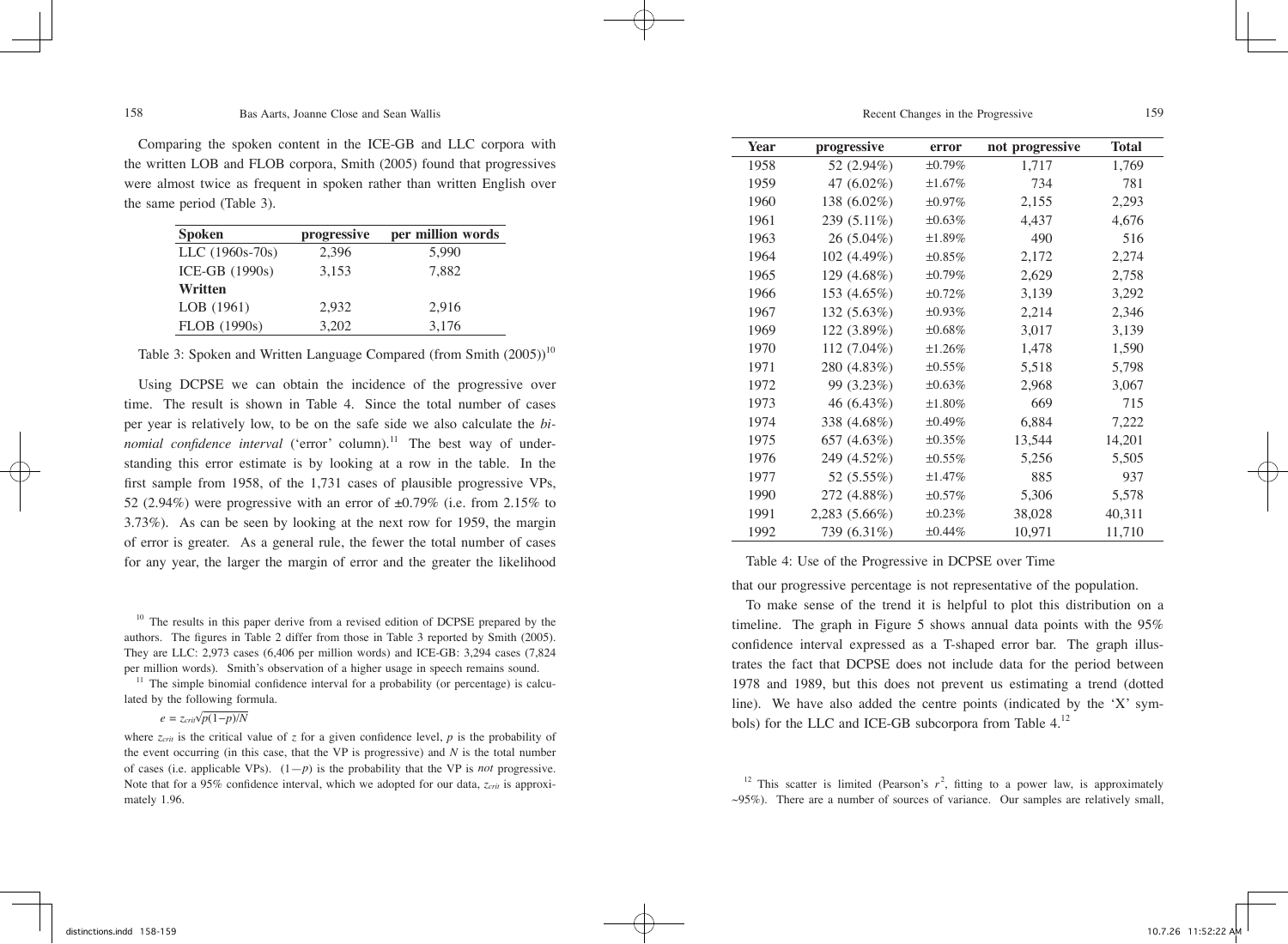Comparing the spoken content in the ICE-GB and LLC corpora with the written LOB and FLOB corpora, Smith (2005) found that progressives were almost twice as frequent in spoken rather than written English over the same period (Table 3).

| **Spoken** | **progressive** | **per million words** |
|---|---|---|
| LLC (1960s-70s) | 2,396 | 5,990 |
| ICE-GB (1990s) | 3,153 | 7,882 |
| **Written** | | |
| LOB (1961) | 2,932 | 2,916 |
| FLOB (1990s) | 3,202 | 3,176 |

Table 3: Spoken and Written Language Compared (from Smith (2005))[10]

Using DCPSE we can obtain the incidence of the progressive over time. The result is shown in Table 4. Since the total number of cases per year is relatively low, to be on the safe side we also calculate the *binomial confidence interval* ('error' column).[11] The best way of understanding this error estimate is by looking at a row in the table. In the first sample from 1958, of the 1,731 cases of plausible progressive VPs, 52 (2.94%) were progressive with an error of ±0.79% (i.e. from 2.15% to 3.73%). As can be seen by looking at the next row for 1959, the margin of error is greater. As a general rule, the fewer the total number of cases for any year, the larger the margin of error and the greater the likelihood that our progressive percentage is not representative of the population.

| Year | progressive | error | not progressive | Total |
|---|---|---|---|---|
| 1958 | 52 (2.94%) | ±0.79% | 1,717 | 1,769 |
| 1959 | 47 (6.02%) | ±1.67% | 734 | 781 |
| 1960 | 138 (6.02%) | ±0.97% | 2,155 | 2,293 |
| 1961 | 239 (5.11%) | ±0.63% | 4,437 | 4,676 |
| 1963 | 26 (5.04%) | ±1.89% | 490 | 516 |
| 1964 | 102 (4.49%) | ±0.85% | 2,172 | 2,274 |
| 1965 | 129 (4.68%) | ±0.79% | 2,629 | 2,758 |
| 1966 | 153 (4.65%) | ±0.72% | 3,139 | 3,292 |
| 1967 | 132 (5.63%) | ±0.93% | 2,214 | 2,346 |
| 1969 | 122 (3.89%) | ±0.68% | 3,017 | 3,139 |
| 1970 | 112 (7.04%) | ±1.26% | 1,478 | 1,590 |
| 1971 | 280 (4.83%) | ±0.55% | 5,518 | 5,798 |
| 1972 | 99 (3.23%) | ±0.63% | 2,968 | 3,067 |
| 1973 | 46 (6.43%) | ±1.80% | 669 | 715 |
| 1974 | 338 (4.68%) | ±0.49% | 6,884 | 7,222 |
| 1975 | 657 (4.63%) | ±0.35% | 13,544 | 14,201 |
| 1976 | 249 (4.52%) | ±0.55% | 5,256 | 5,505 |
| 1977 | 52 (5.55%) | ±1.47% | 885 | 937 |
| 1990 | 272 (4.88%) | ±0.57% | 5,306 | 5,578 |
| 1991 | 2,283 (5.66%) | ±0.23% | 38,028 | 40,311 |
| 1992 | 739 (6.31%) | ±0.44% | 10,971 | 11,710 |

Table 4: Use of the Progressive in DCPSE over Time

To make sense of the trend it is helpful to plot this distribution on a timeline. The graph in Figure 5 shows annual data points with the 95% confidence interval expressed as a T-shaped error bar. The graph illustrates the fact that DCPSE does not include data for the period between 1978 and 1989, but this does not prevent us estimating a trend (dotted line). We have also added the centre points (indicated by the 'X' symbols) for the LLC and ICE-GB subcorpora from Table 4.[12]

[10] The results in this paper derive from a revised edition of DCPSE prepared by the authors. The figures in Table 2 differ from those in Table 3 reported by Smith (2005). They are LLC: 2,973 cases (6,406 per million words) and ICE-GB: 3,294 cases (7,824 per million words). Smith's observation of a higher usage in speech remains sound.

[11] The simple binomial confidence interval for a probability (or percentage) is calculated by the following formula.

$$e = z_{crit}\sqrt{p(1-p)/N}$$

where $z_{crit}$ is the critical value of $z$ for a given confidence level, $p$ is the probability of the event occurring (in this case, that the VP is progressive) and $N$ is the total number of cases (i.e. applicable VPs). $(1-p)$ is the probability that the VP is *not* progressive. Note that for a 95% confidence interval, which we adopted for our data, $z_{crit}$ is approximately 1.96.

[12] This scatter is limited (Pearson's $r^2$, fitting to a power law, is approximately ~95%). There are a number of sources of variance. Our samples are relatively small,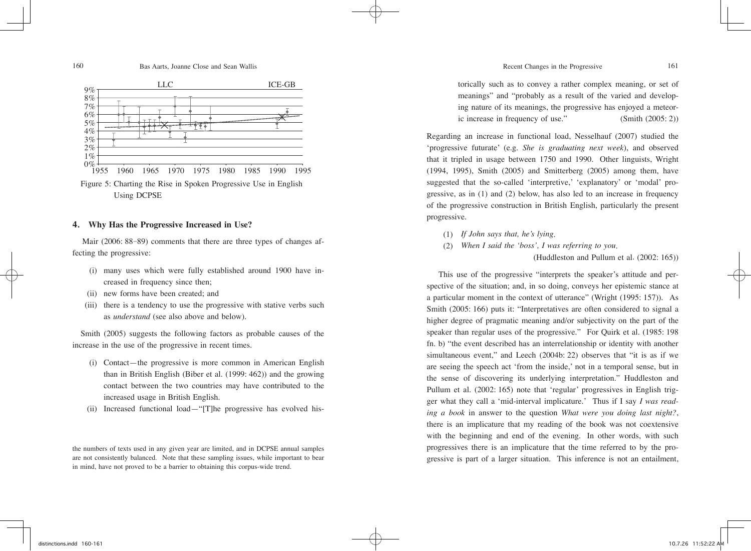LLC

ICE-GB

9%
8%
7%
6%
5%
4%
3%
2%
1%
0%

1955 1960 1965 1970 1975 1980 1985 1990 1995

Figure 5: Charting the Rise in Spoken Progressive Use in English Using DCPSE

the numbers of texts used in any given year are limited, and in DCPSE annual samples are not consistently balanced. Note that these sampling issues, while important to bear in mind, have not proved to be a barrier to obtaining this corpus-wide trend.

## 4. Why Has the Progressive Increased in Use?

Mair (2006: 88–89) comments that there are three types of changes affecting the progressive:

(i) many uses which were fully established around 1900 have increased in frequency since then;
(ii) new forms have been created; and
(iii) there is a tendency to use the progressive with stative verbs such as *understand* (see also above and below).

Smith (2005) suggests the following factors as probable causes of the increase in the use of the progressive in recent times.

(i) Contact—the progressive is more common in American English than in British English (Biber et al. (1999: 462)) and the growing contact between the two countries may have contributed to the increased usage in British English.
(ii) Increased functional load—"[T]he progressive has evolved historically such as to convey a rather complex meaning, or set of meanings" and "probably as a result of the varied and developing nature of its meanings, the progressive has enjoyed a meteoric increase in frequency of use." (Smith (2005: 2))

Regarding an increase in functional load, Nesselhauf (2007) studied the 'progressive futurate' (e.g. *She is graduating next week*), and observed that it tripled in usage between 1750 and 1990. Other linguists, Wright (1994, 1995), Smith (2005) and Smitterberg (2005) among them, have suggested that the so-called 'interpretive,' 'explanatory' or 'modal' progressive, as in (1) and (2) below, has also led to an increase in frequency of the progressive construction in British English, particularly the present progressive.

(1) *If John says that, he's lying*.
(2) *When I said the 'boss', I was referring to you*.

(Huddleston and Pullum et al. (2002: 165))

This use of the progressive "interprets the speaker's attitude and perspective of the situation; and, in so doing, conveys her epistemic stance at a particular moment in the context of utterance" (Wright (1995: 157)). As Smith (2005: 166) puts it: "Interpretatives are often considered to signal a higher degree of pragmatic meaning and/or subjectivity on the part of the speaker than regular uses of the progressive." For Quirk et al. (1985: 198 fn. b) "the event described has an interrelationship or identity with another simultaneous event," and Leech (2004b: 22) observes that "it is as if we are seeing the speech act 'from the inside,' not in a temporal sense, but in the sense of discovering its underlying interpretation." Huddleston and Pullum et al. (2002: 165) note that 'regular' progressives in English trigger what they call a 'mid-interval implicature.' Thus if I say *I was reading a book* in answer to the question *What were you doing last night?*, there is an implicature that my reading of the book was not coextensive with the beginning and end of the evening. In other words, with such progressives there is an implicature that the time referred to by the progressive is part of a larger situation. This inference is not an entailment,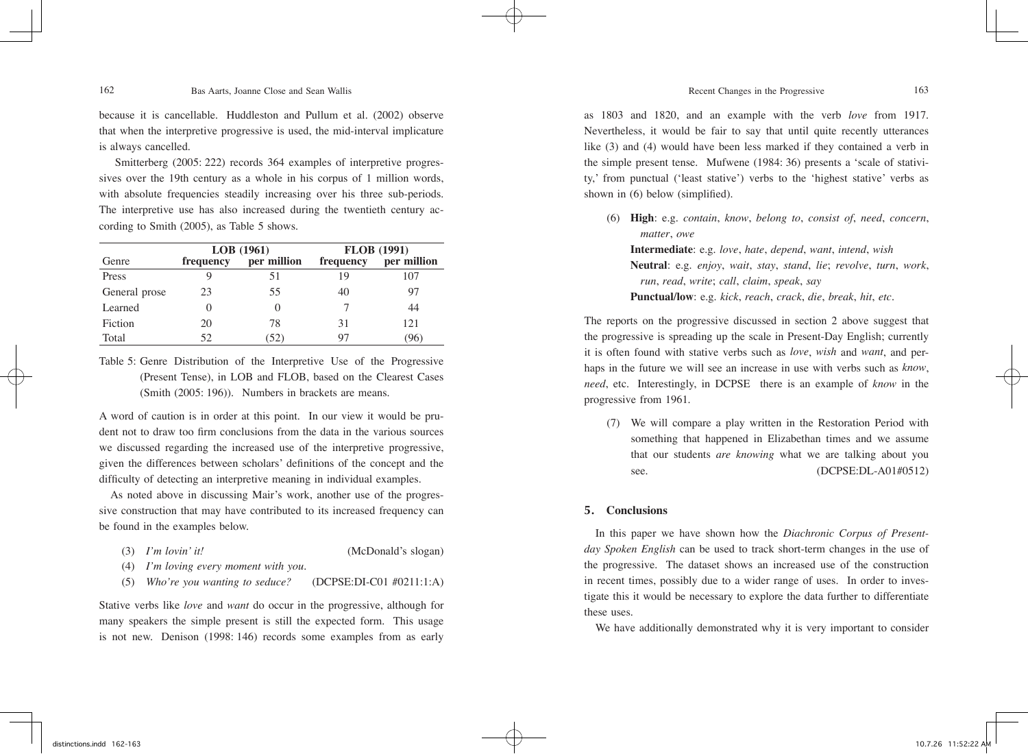because it is cancellable. Huddleston and Pullum et al. (2002) observe that when the interpretive progressive is used, the mid-interval implicature is always cancelled.

Smitterberg (2005: 222) records 364 examples of interpretive progressives over the 19th century as a whole in his corpus of 1 million words, with absolute frequencies steadily increasing over his three sub-periods. The interpretive use has also increased during the twentieth century according to Smith (2005), as Table 5 shows.

| | LOB (1961) | | FLOB (1991) | |
|---|---|---|---|---|
| Genre | frequency | per million | frequency | per million |
| Press | 9 | 51 | 19 | 107 |
| General prose | 23 | 55 | 40 | 97 |
| Learned | 0 | 0 | 7 | 44 |
| Fiction | 20 | 78 | 31 | 121 |
| Total | 52 | (52) | 97 | (96) |

Table 5: Genre Distribution of the Interpretive Use of the Progressive (Present Tense), in LOB and FLOB, based on the Clearest Cases (Smith (2005: 196)). Numbers in brackets are means.

A word of caution is in order at this point. In our view it would be prudent not to draw too firm conclusions from the data in the various sources we discussed regarding the increased use of the interpretive progressive, given the differences between scholars' definitions of the concept and the difficulty of detecting an interpretive meaning in individual examples.

As noted above in discussing Mair's work, another use of the progressive construction that may have contributed to its increased frequency can be found in the examples below.

(3) *I'm lovin' it!* (McDonald's slogan)
(4) *I'm loving every moment with you.*
(5) *Who're you wanting to seduce?* (DCPSE:DI-C01 #0211:1:A)

Stative verbs like *love* and *want* do occur in the progressive, although for many speakers the simple present is still the expected form. This usage is not new. Denison (1998: 146) records some examples from as early as 1803 and 1820, and an example with the verb *love* from 1917. Nevertheless, it would be fair to say that until quite recently utterances like (3) and (4) would have been less marked if they contained a verb in the simple present tense. Mufwene (1984: 36) presents a 'scale of stativity,' from punctual ('least stative') verbs to the 'highest stative' verbs as shown in (6) below (simplified).

(6) **High**: e.g. *contain*, *know*, *belong to*, *consist of*, *need*, *concern*, *matter*, *owe*
**Intermediate**: e.g. *love*, *hate*, *depend*, *want*, *intend*, *wish*
**Neutral**: e.g. *enjoy*, *wait*, *stay*, *stand*, *lie*; *revolve*, *turn*, *work*, *run*, *read*, *write*; *call*, *claim*, *speak*, *say*
**Punctual/low**: e.g. *kick*, *reach*, *crack*, *die*, *break*, *hit*, *etc*.

The reports on the progressive discussed in section 2 above suggest that the progressive is spreading up the scale in Present-Day English; currently it is often found with stative verbs such as *love*, *wish* and *want*, and perhaps in the future we will see an increase in use with verbs such as *know*, *need*, etc. Interestingly, in DCPSE there is an example of *know* in the progressive from 1961.

(7) We will compare a play written in the Restoration Period with something that happened in Elizabethan times and we assume that our students *are knowing* what we are talking about you see. (DCPSE:DL-A01#0512)

## 5. Conclusions

In this paper we have shown how the *Diachronic Corpus of Present-day Spoken English* can be used to track short-term changes in the use of the progressive. The dataset shows an increased use of the construction in recent times, possibly due to a wider range of uses. In order to investigate this it would be necessary to explore the data further to differentiate these uses.

We have additionally demonstrated why it is very important to consider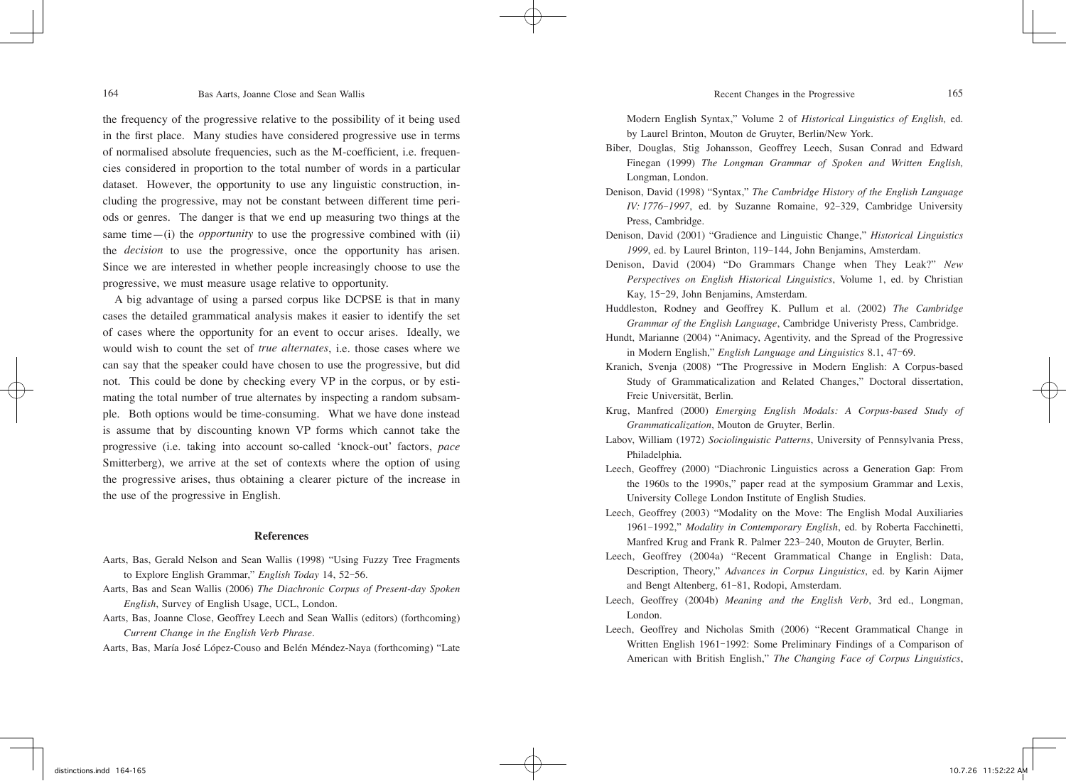the frequency of the progressive relative to the possibility of it being used in the first place. Many studies have considered progressive use in terms of normalised absolute frequencies, such as the M-coefficient, i.e. frequencies considered in proportion to the total number of words in a particular dataset. However, the opportunity to use any linguistic construction, including the progressive, may not be constant between different time periods or genres. The danger is that we end up measuring two things at the same time—(i) the *opportunity* to use the progressive combined with (ii) the *decision* to use the progressive, once the opportunity has arisen. Since we are interested in whether people increasingly choose to use the progressive, we must measure usage relative to opportunity.

A big advantage of using a parsed corpus like DCPSE is that in many cases the detailed grammatical analysis makes it easier to identify the set of cases where the opportunity for an event to occur arises. Ideally, we would wish to count the set of *true alternates*, i.e. those cases where we can say that the speaker could have chosen to use the progressive, but did not. This could be done by checking every VP in the corpus, or by estimating the total number of true alternates by inspecting a random subsample. Both options would be time-consuming. What we have done instead is assume that by discounting known VP forms which cannot take the progressive (i.e. taking into account so-called 'knock-out' factors, *pace* Smitterberg), we arrive at the set of contexts where the option of using the progressive arises, thus obtaining a clearer picture of the increase in the use of the progressive in English.

## References

Aarts, Bas, Gerald Nelson and Sean Wallis (1998) "Using Fuzzy Tree Fragments to Explore English Grammar," *English Today* 14, 52–56.

Aarts, Bas and Sean Wallis (2006) *The Diachronic Corpus of Present-day Spoken English*, Survey of English Usage, UCL, London.

Aarts, Bas, Joanne Close, Geoffrey Leech and Sean Wallis (editors) (forthcoming) *Current Change in the English Verb Phrase*.

Aarts, Bas, María José López-Couso and Belén Méndez-Naya (forthcoming) "Late Modern English Syntax," Volume 2 of *Historical Linguistics of English,* ed. by Laurel Brinton, Mouton de Gruyter, Berlin/New York.

Biber, Douglas, Stig Johansson, Geoffrey Leech, Susan Conrad and Edward Finegan (1999) *The Longman Grammar of Spoken and Written English,* Longman, London.

Denison, David (1998) "Syntax," *The Cambridge History of the English Language IV: 1776–1997*, ed. by Suzanne Romaine, 92–329, Cambridge University Press, Cambridge.

Denison, David (2001) "Gradience and Linguistic Change," *Historical Linguistics 1999*, ed. by Laurel Brinton, 119–144, John Benjamins, Amsterdam.

Denison, David (2004) "Do Grammars Change when They Leak?" *New Perspectives on English Historical Linguistics*, Volume 1, ed. by Christian Kay, 15–29, John Benjamins, Amsterdam.

Huddleston, Rodney and Geoffrey K. Pullum et al. (2002) *The Cambridge Grammar of the English Language*, Cambridge Univeristy Press, Cambridge.

Hundt, Marianne (2004) "Animacy, Agentivity, and the Spread of the Progressive in Modern English," *English Language and Linguistics* 8.1, 47–69.

Kranich, Svenja (2008) "The Progressive in Modern English: A Corpus-based Study of Grammaticalization and Related Changes," Doctoral dissertation, Freie Universität, Berlin.

Krug, Manfred (2000) *Emerging English Modals: A Corpus-based Study of Grammaticalization*, Mouton de Gruyter, Berlin.

Labov, William (1972) *Sociolinguistic Patterns*, University of Pennsylvania Press, Philadelphia.

Leech, Geoffrey (2000) "Diachronic Linguistics across a Generation Gap: From the 1960s to the 1990s," paper read at the symposium Grammar and Lexis, University College London Institute of English Studies.

Leech, Geoffrey (2003) "Modality on the Move: The English Modal Auxiliaries 1961–1992," *Modality in Contemporary English*, ed. by Roberta Facchinetti, Manfred Krug and Frank R. Palmer 223–240, Mouton de Gruyter, Berlin.

Leech, Geoffrey (2004a) "Recent Grammatical Change in English: Data, Description, Theory," *Advances in Corpus Linguistics*, ed. by Karin Aijmer and Bengt Altenberg, 61–81, Rodopi, Amsterdam.

Leech, Geoffrey (2004b) *Meaning and the English Verb*, 3rd ed., Longman, London.

Leech, Geoffrey and Nicholas Smith (2006) "Recent Grammatical Change in Written English 1961–1992: Some Preliminary Findings of a Comparison of American with British English," *The Changing Face of Corpus Linguistics*,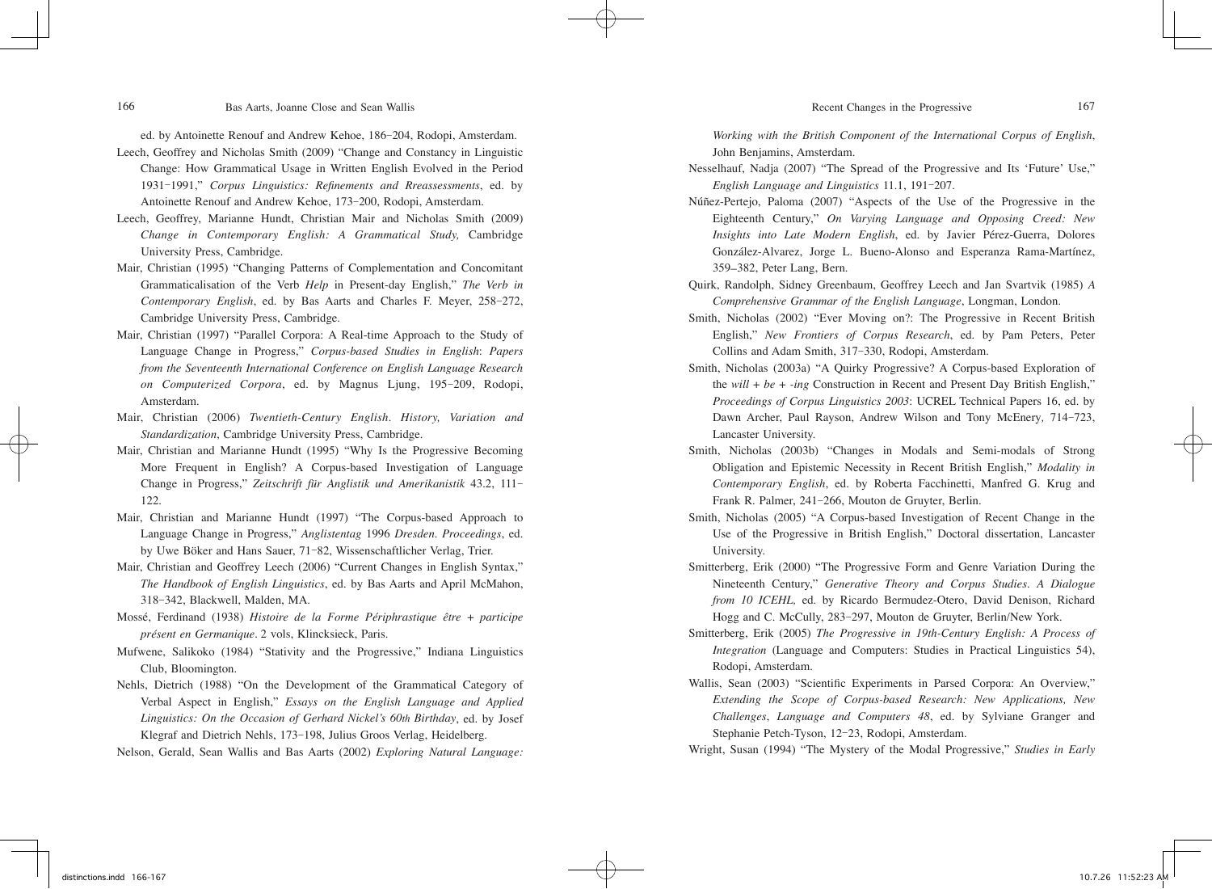ed. by Antoinette Renouf and Andrew Kehoe, 186–204, Rodopi, Amsterdam.

Leech, Geoffrey and Nicholas Smith (2009) "Change and Constancy in Linguistic Change: How Grammatical Usage in Written English Evolved in the Period 1931–1991," *Corpus Linguistics: Refinements and Reassessments*, ed. by Antoinette Renouf and Andrew Kehoe, 173–200, Rodopi, Amsterdam.

Leech, Geoffrey, Marianne Hundt, Christian Mair and Nicholas Smith (2009) *Change in Contemporary English: A Grammatical Study,* Cambridge University Press, Cambridge.

Mair, Christian (1995) "Changing Patterns of Complementation and Concomitant Grammaticalisation of the Verb *Help* in Present-day English," *The Verb in Contemporary English*, ed. by Bas Aarts and Charles F. Meyer, 258–272, Cambridge University Press, Cambridge.

Mair, Christian (1997) "Parallel Corpora: A Real-time Approach to the Study of Language Change in Progress," *Corpus-based Studies in English*: *Papers from the Seventeenth International Conference on English Language Research on Computerized Corpora*, ed. by Magnus Ljung, 195–209, Rodopi, Amsterdam.

Mair, Christian (2006) *Twentieth-Century English*. *History, Variation and Standardization*, Cambridge University Press, Cambridge.

Mair, Christian and Marianne Hundt (1995) "Why Is the Progressive Becoming More Frequent in English? A Corpus-based Investigation of Language Change in Progress," *Zeitschrift für Anglistik und Amerikanistik* 43.2, 111–122.

Mair, Christian and Marianne Hundt (1997) "The Corpus-based Approach to Language Change in Progress," *Anglistentag* 1996 *Dresden*. *Proceedings*, ed. by Uwe Böker and Hans Sauer, 71–82, Wissenschaftlicher Verlag, Trier.

Mair, Christian and Geoffrey Leech (2006) "Current Changes in English Syntax," *The Handbook of English Linguistics*, ed. by Bas Aarts and April McMahon, 318–342, Blackwell, Malden, MA.

Mossé, Ferdinand (1938) *Histoire de la Forme Périphrastique être + participe présent en Germanique*. 2 vols, Klincksieck, Paris.

Mufwene, Salikoko (1984) "Stativity and the Progressive," Indiana Linguistics Club, Bloomington.

Nehls, Dietrich (1988) "On the Development of the Grammatical Category of Verbal Aspect in English," *Essays on the English Language and Applied Linguistics: On the Occasion of Gerhard Nickel's 60th Birthday*, ed. by Josef Klegraf and Dietrich Nehls, 173–198, Julius Groos Verlag, Heidelberg.

Nelson, Gerald, Sean Wallis and Bas Aarts (2002) *Exploring Natural Language: Working with the British Component of the International Corpus of English*, John Benjamins, Amsterdam.

Nesselhauf, Nadja (2007) "The Spread of the Progressive and Its 'Future' Use," *English Language and Linguistics* 11.1, 191–207.

Núñez-Pertejo, Paloma (2007) "Aspects of the Use of the Progressive in the Eighteenth Century," *On Varying Language and Opposing Creed: New Insights into Late Modern English*, ed. by Javier Pérez-Guerra, Dolores González-Alvarez, Jorge L. Bueno-Alonso and Esperanza Rama-Martínez, 359–382, Peter Lang, Bern.

Quirk, Randolph, Sidney Greenbaum, Geoffrey Leech and Jan Svartvik (1985) *A Comprehensive Grammar of the English Language*, Longman, London.

Smith, Nicholas (2002) "Ever Moving on?: The Progressive in Recent British English," *New Frontiers of Corpus Research*, ed. by Pam Peters, Peter Collins and Adam Smith, 317–330, Rodopi, Amsterdam.

Smith, Nicholas (2003a) "A Quirky Progressive? A Corpus-based Exploration of the *will* + *be* + *-ing* Construction in Recent and Present Day British English," *Proceedings of Corpus Linguistics 2003*: UCREL Technical Papers 16, ed. by Dawn Archer, Paul Rayson, Andrew Wilson and Tony McEnery*,* 714–723, Lancaster University.

Smith, Nicholas (2003b) "Changes in Modals and Semi-modals of Strong Obligation and Epistemic Necessity in Recent British English," *Modality in Contemporary English*, ed. by Roberta Facchinetti, Manfred G. Krug and Frank R. Palmer, 241–266, Mouton de Gruyter, Berlin.

Smith, Nicholas (2005) "A Corpus-based Investigation of Recent Change in the Use of the Progressive in British English," Doctoral dissertation, Lancaster University.

Smitterberg, Erik (2000) "The Progressive Form and Genre Variation During the Nineteenth Century," *Generative Theory and Corpus Studies*. *A Dialogue from 10 ICEHL,* ed. by Ricardo Bermudez-Otero, David Denison, Richard Hogg and C. McCully, 283–297, Mouton de Gruyter, Berlin/New York.

Smitterberg, Erik (2005) *The Progressive in 19th-Century English: A Process of Integration* (Language and Computers: Studies in Practical Linguistics 54), Rodopi, Amsterdam.

Wallis, Sean (2003) "Scientific Experiments in Parsed Corpora: An Overview," *Extending the Scope of Corpus-based Research: New Applications, New Challenges*, *Language and Computers 48*, ed. by Sylviane Granger and Stephanie Petch-Tyson, 12–23, Rodopi, Amsterdam.

Wright, Susan (1994) "The Mystery of the Modal Progressive," *Studies in Early*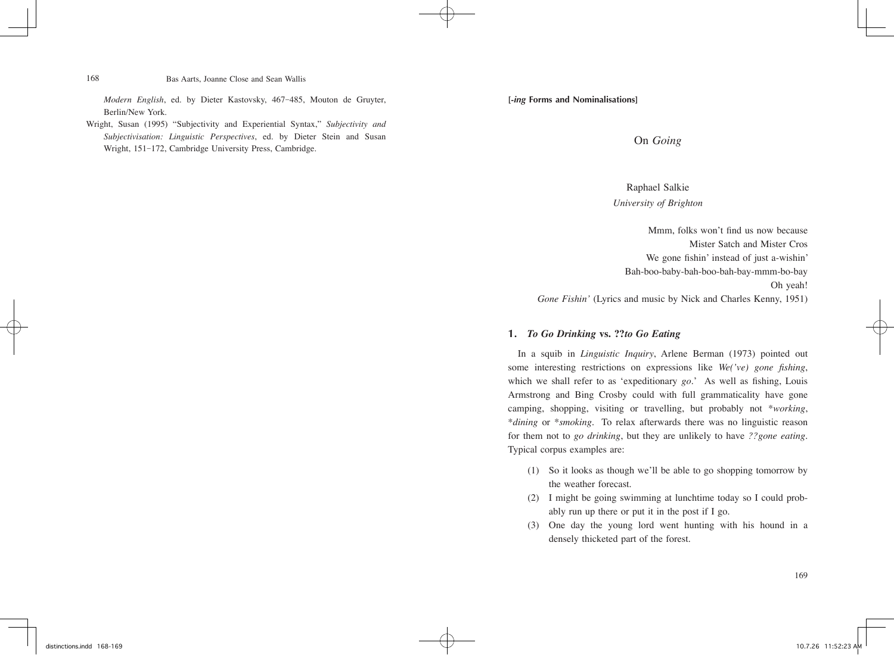*Modern English*, ed. by Dieter Kastovsky, 467–485, Mouton de Gruyter, Berlin/New York.

Wright, Susan (1995) "Subjectivity and Experiential Syntax," *Subjectivity and Subjectivisation: Linguistic Perspectives*, ed. by Dieter Stein and Susan Wright, 151–172, Cambridge University Press, Cambridge.

**[-*ing* Forms and Nominalisations]**

# On *Going*

Raphael Salkie

*University of Brighton*

Mmm, folks won't find us now because
Mister Satch and Mister Cros
We gone fishin' instead of just a-wishin'
Bah-boo-baby-bah-boo-bah-bay-mmm-bo-bay
Oh yeah!
*Gone Fishin'* (Lyrics and music by Nick and Charles Kenny, 1951)

## 1. *To Go Drinking* vs. ??*to Go Eating*

In a squib in *Linguistic Inquiry*, Arlene Berman (1973) pointed out some interesting restrictions on expressions like *We('ve) gone fishing*, which we shall refer to as 'expeditionary *go*.' As well as fishing, Louis Armstrong and Bing Crosby could with full grammaticality have gone camping, shopping, visiting or travelling, but probably not \**working*, \**dining* or \**smoking*. To relax afterwards there was no linguistic reason for them not to *go drinking*, but they are unlikely to have *??gone eating*. Typical corpus examples are:

(1) So it looks as though we'll be able to go shopping tomorrow by the weather forecast.

(2) I might be going swimming at lunchtime today so I could probably run up there or put it in the post if I go.

(3) One day the young lord went hunting with his hound in a densely thicketed part of the forest.